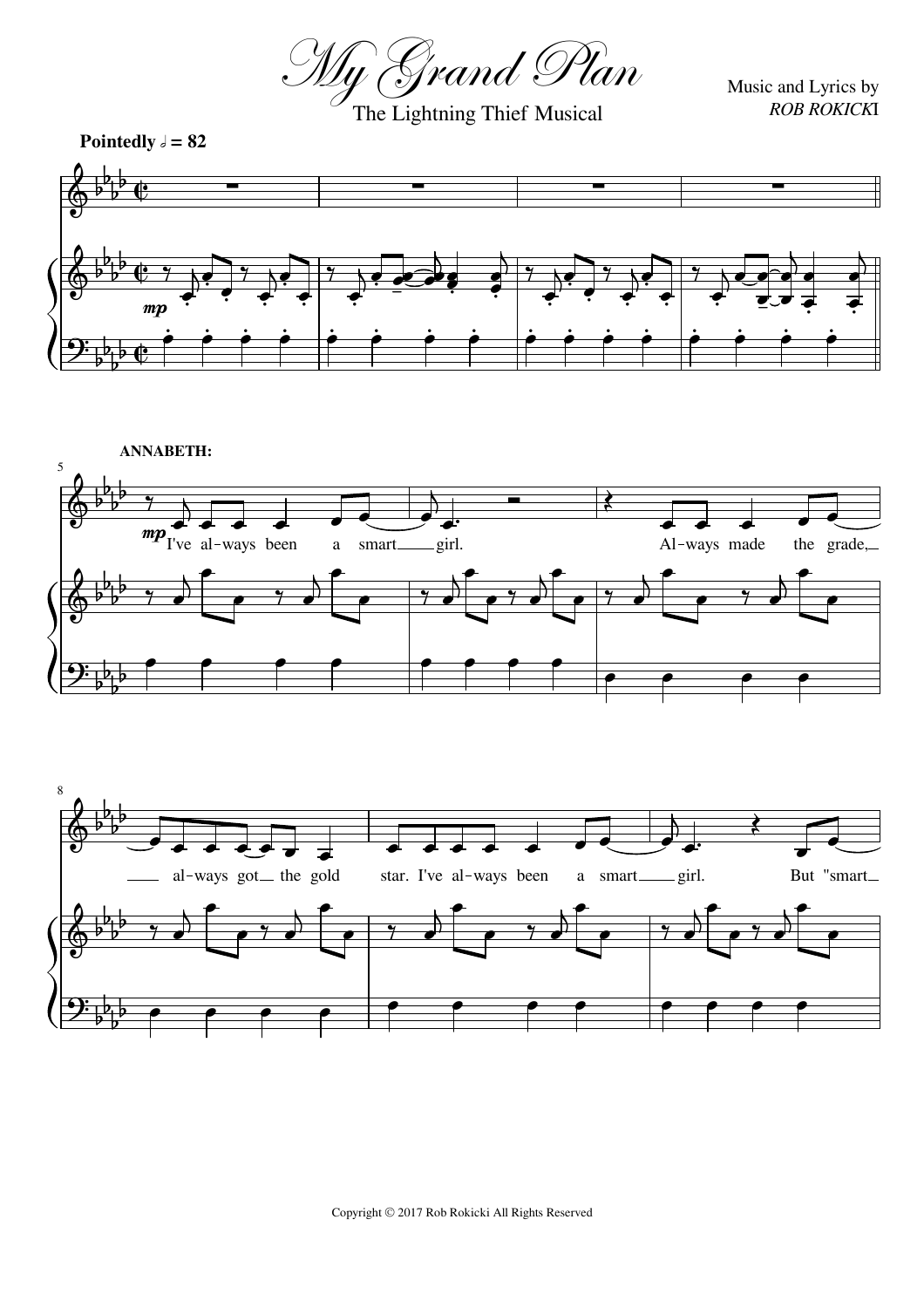

The Lightning Thief Musical

Music and Lyrics by *ROB ROKICK*I



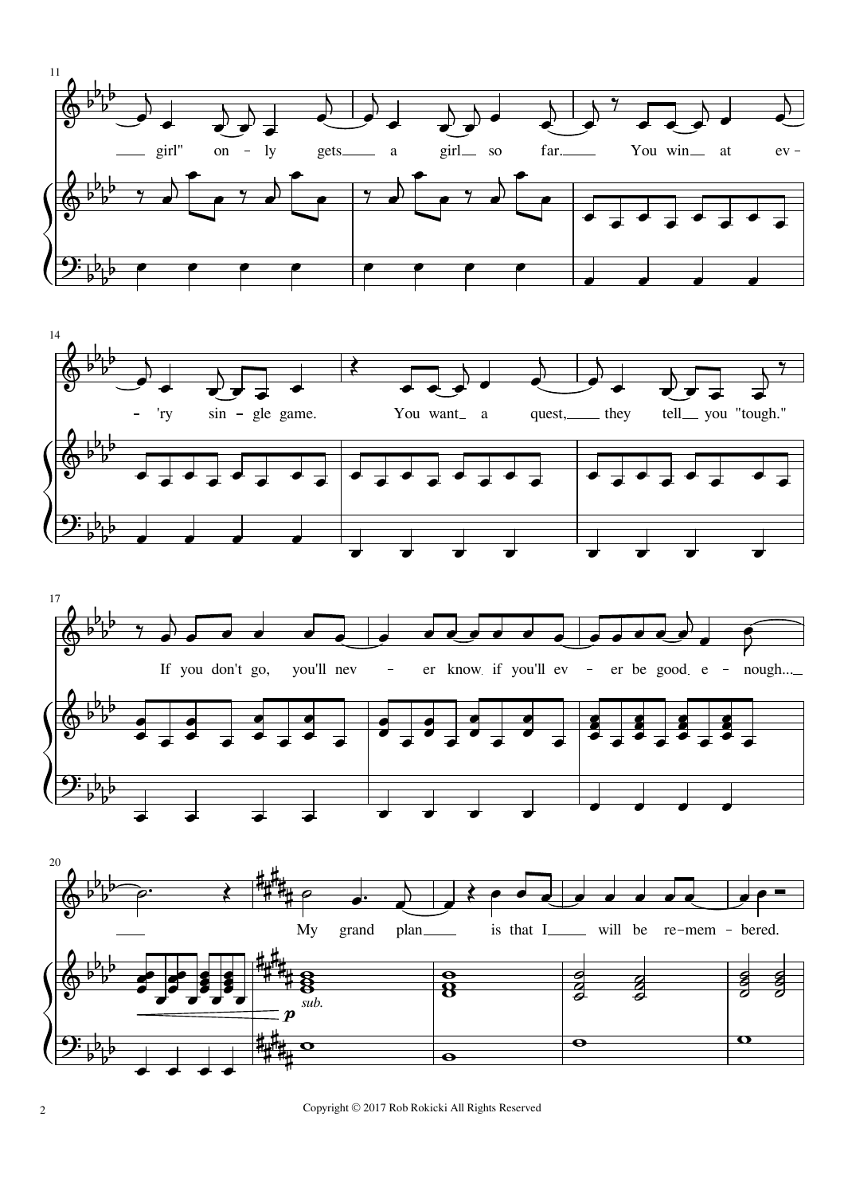





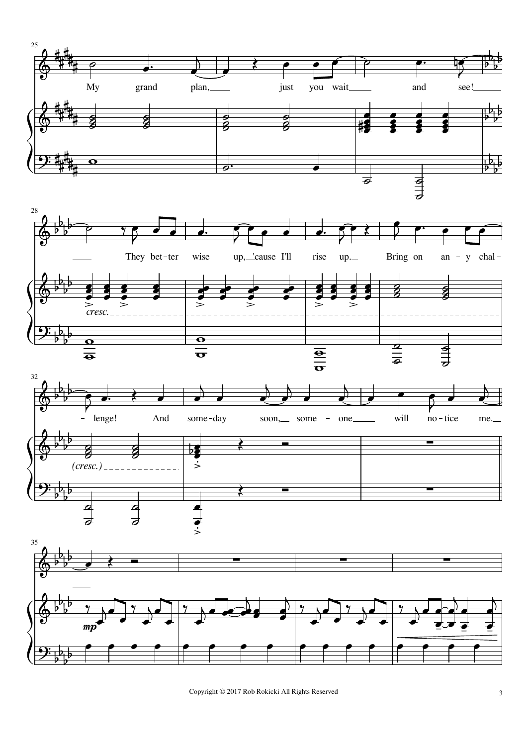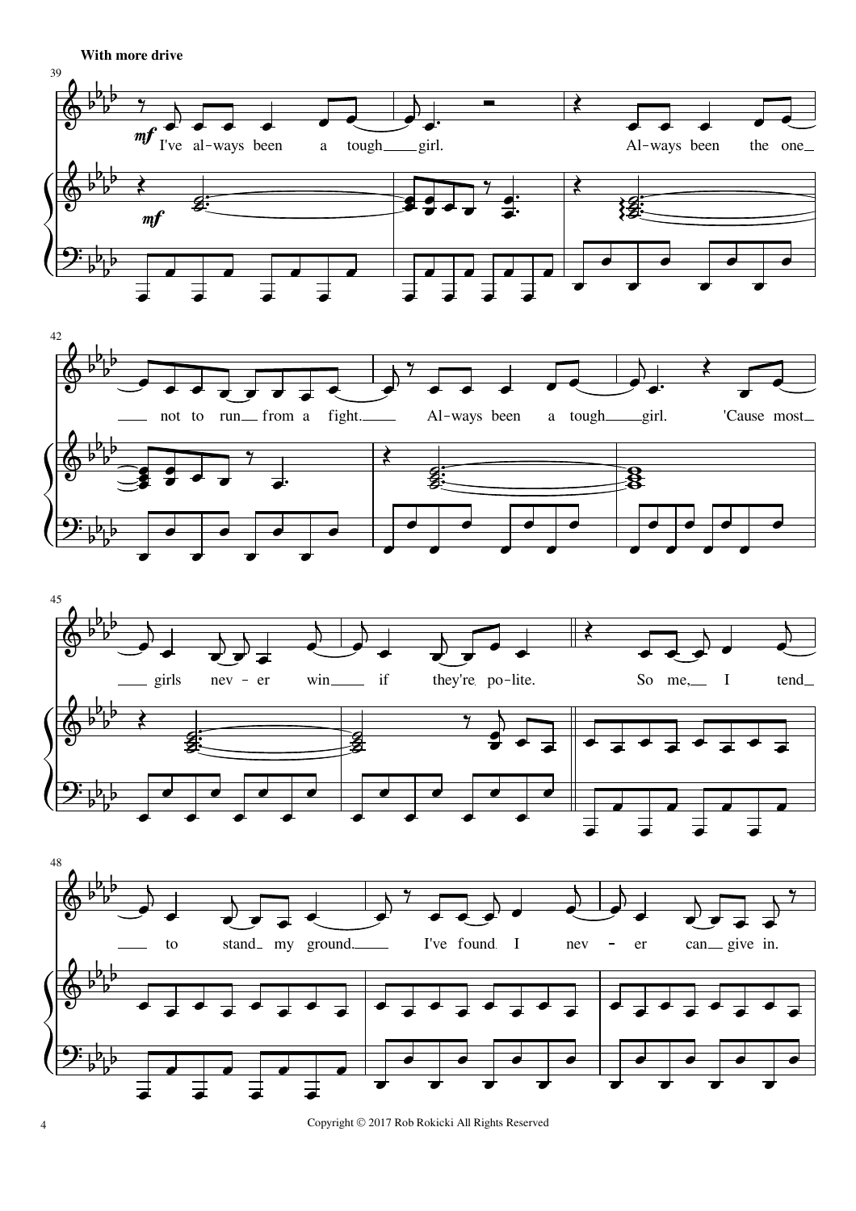





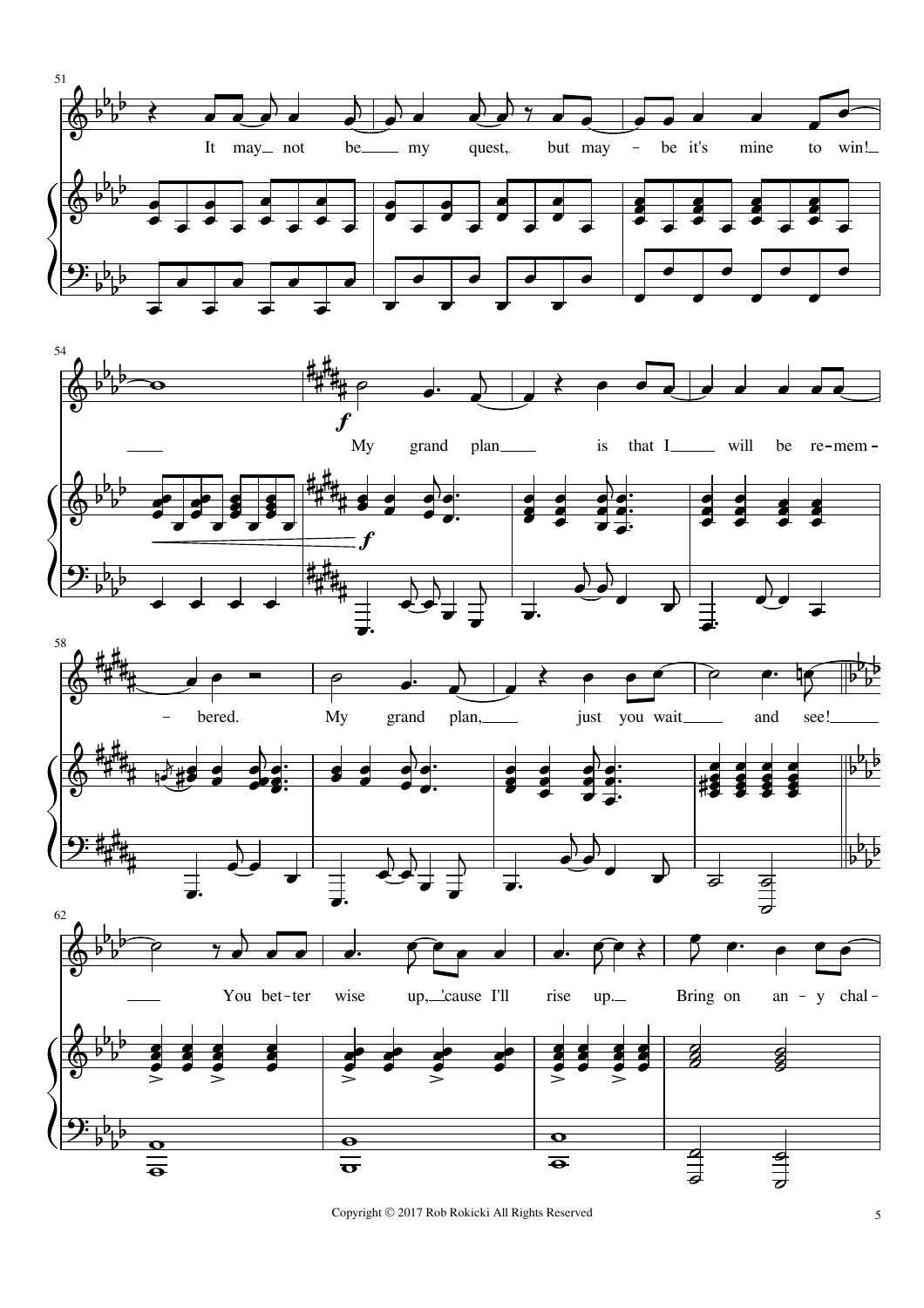







 $\,$  Copyright  $\odot$  2017 Rob Rokicki All Rights Reserved  $\,$  5  $\,$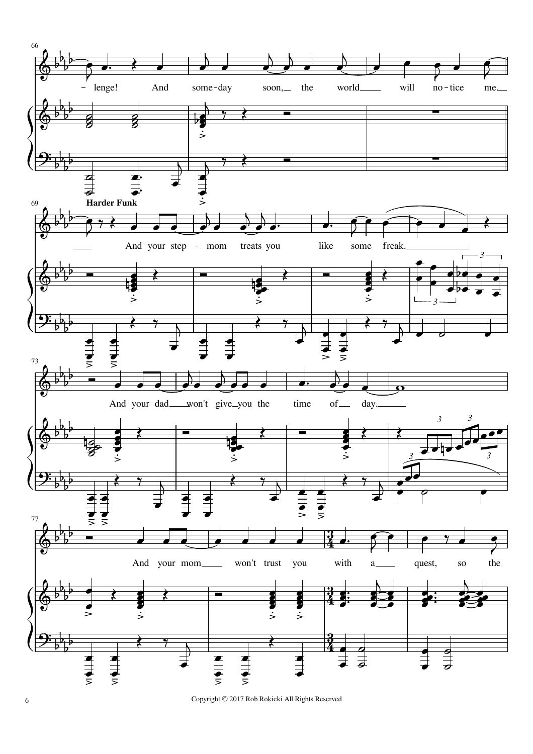

6 Copyright © 2017 Rob Rokicki All Rights Reserved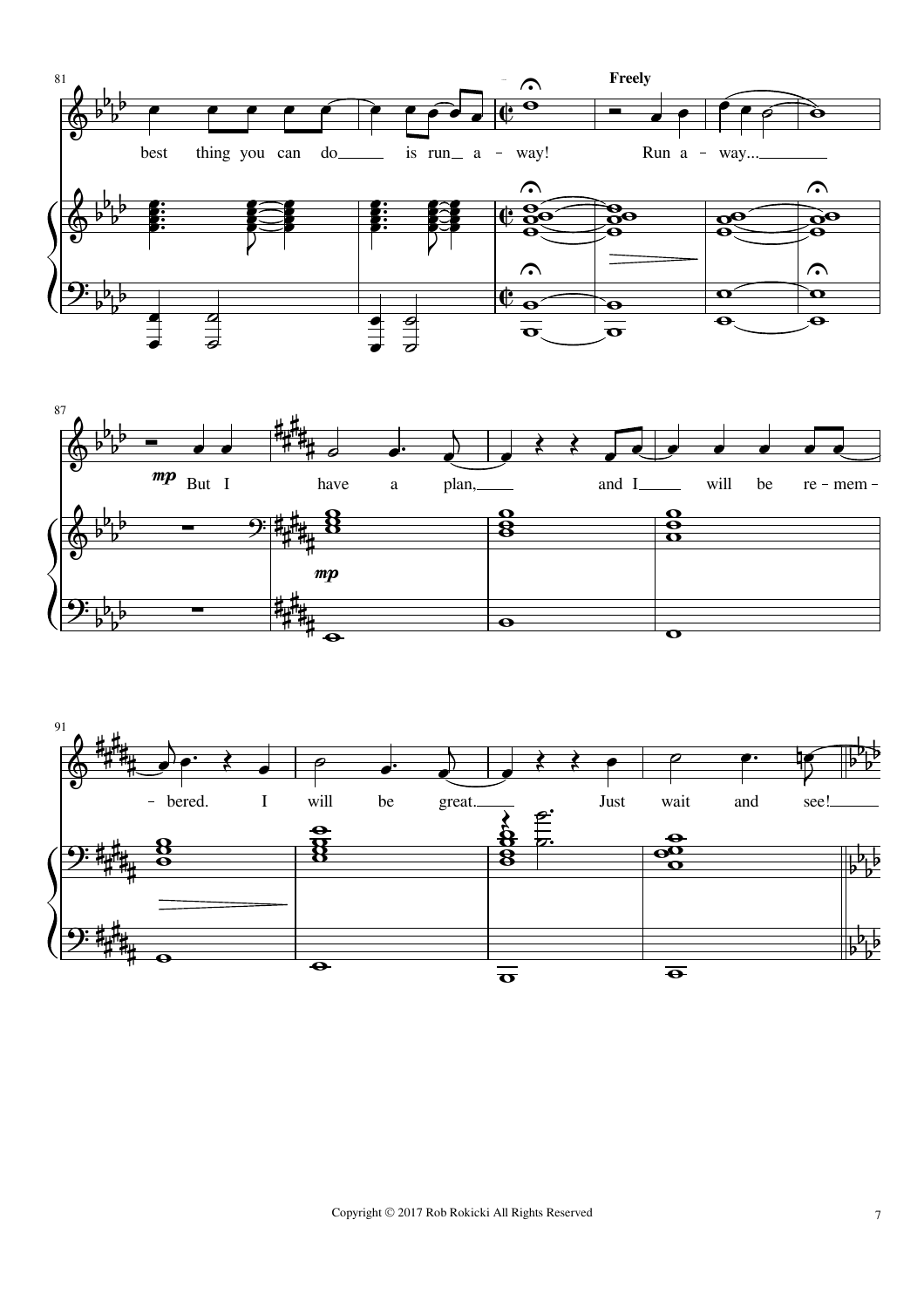



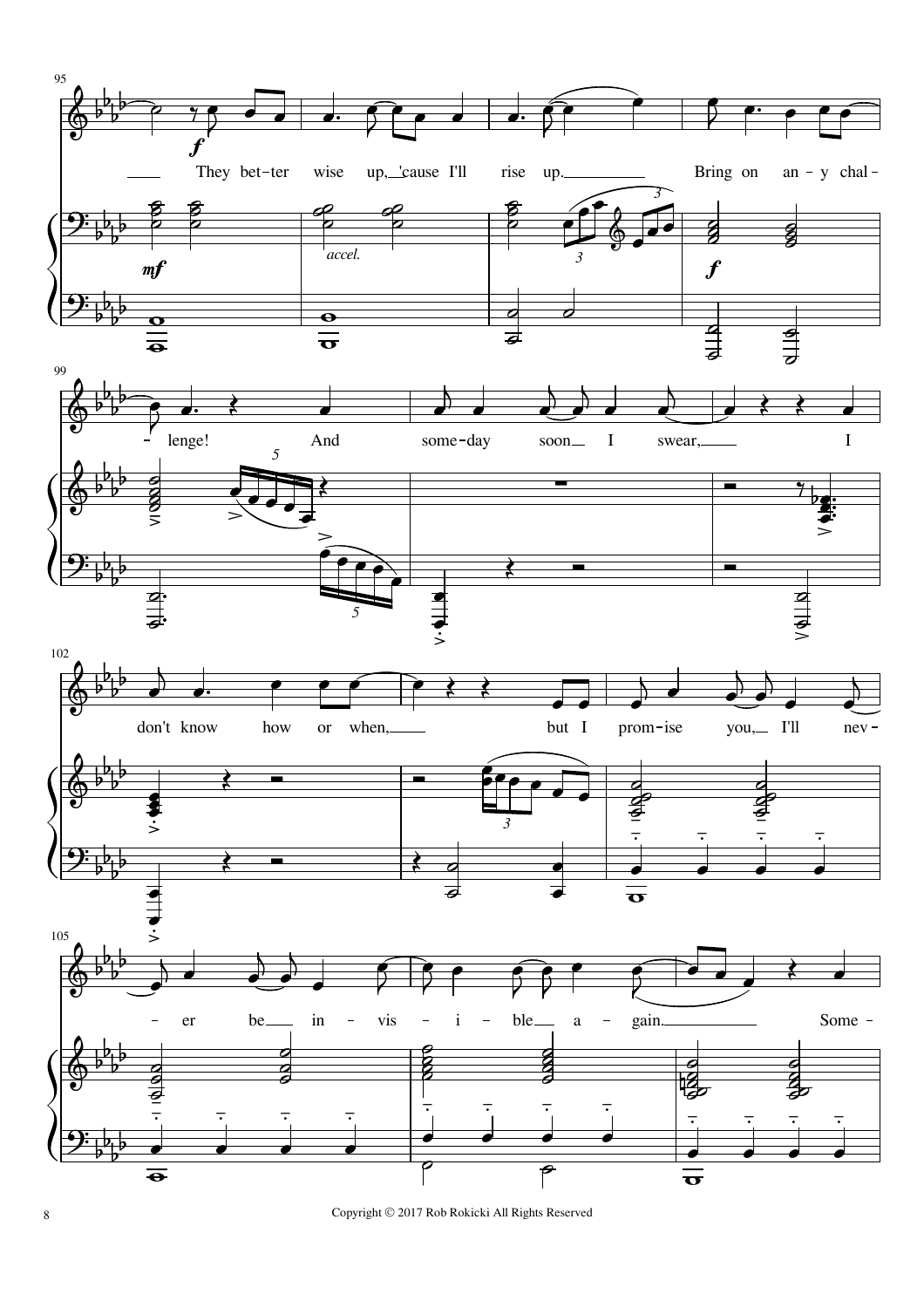